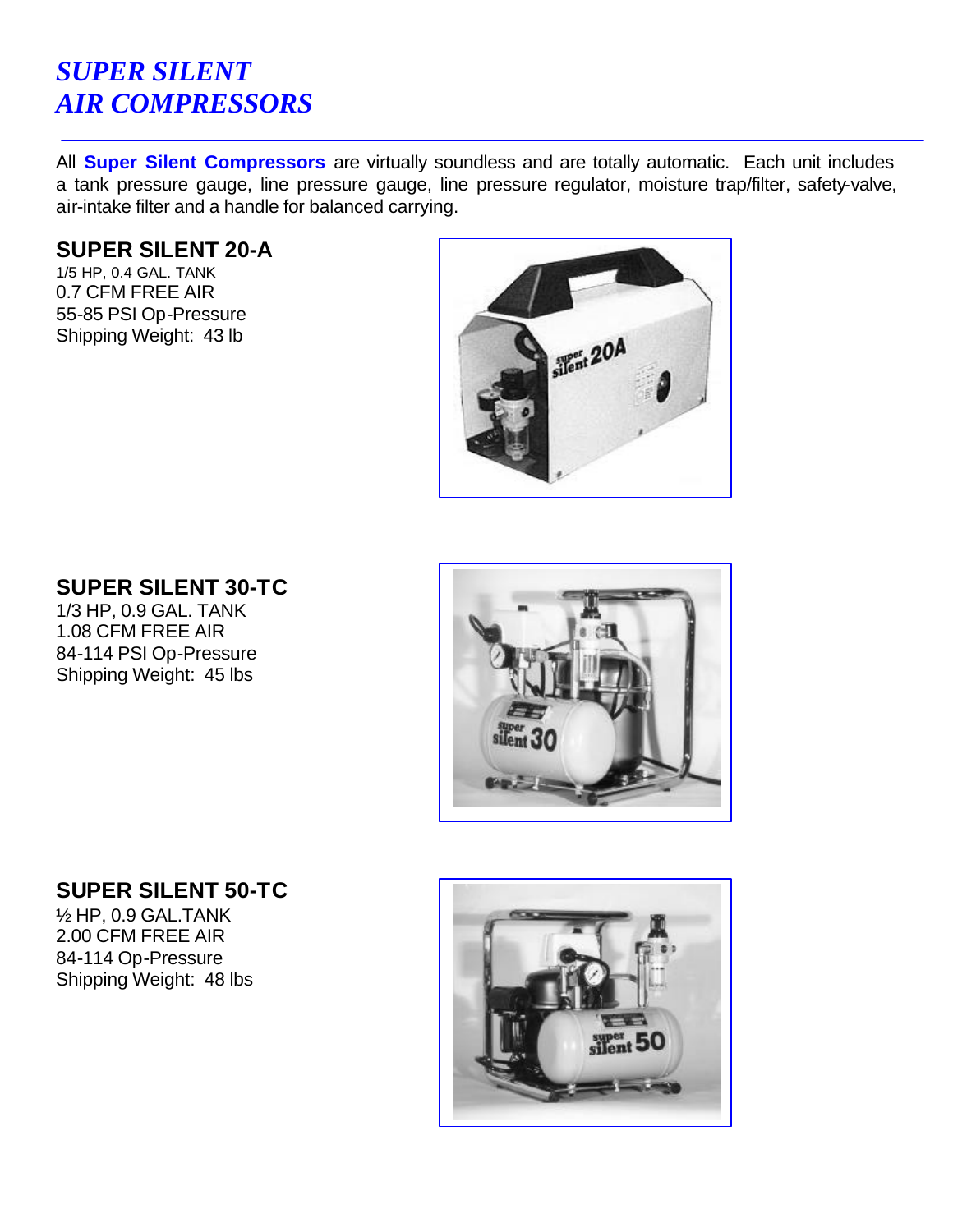# *SUPER SILENT AIR COMPRESSORS*

All **Super Silent Compressors** are virtually soundless and are totally automatic. Each unit includes a tank pressure gauge, line pressure gauge, line pressure regulator, moisture trap/filter, safety-valve, air-intake filter and a handle for balanced carrying.

## SUPER SILENT 20-A

1/5 HP, 0.4 GAL. TANK
0.7 CFM FREE AIR
55-85 PSI Op-Pressure
Shipping Weight: 43 lb

## SUPER SILENT 30-TC

1/3 HP, 0.9 GAL. TANK
1.08 CFM FREE AIR
84-114 PSI Op-Pressure
Shipping Weight: 45 lbs

## SUPER SILENT 50-TC

½ HP, 0.9 GAL.TANK
2.00 CFM FREE AIR
84-114 Op-Pressure
Shipping Weight: 48 lbs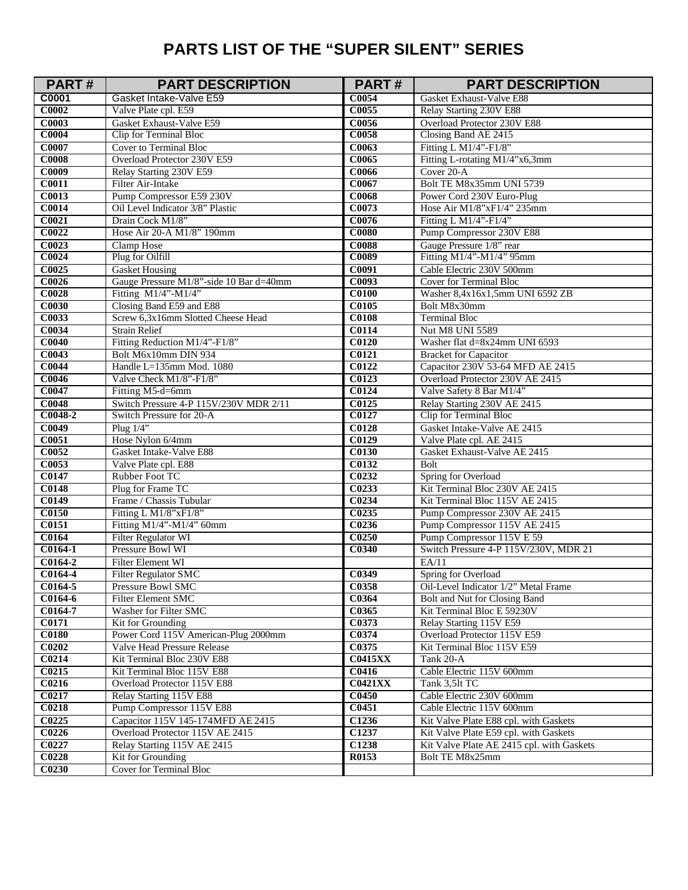# PARTS LIST OF THE "SUPER SILENT" SERIES

| PART # | PART DESCRIPTION | PART # | PART DESCRIPTION |
|---|---|---|---|
| C0001 | Gasket Intake-Valve E59 | C0054 | Gasket Exhaust-Valve E88 |
| C0002 | Valve Plate cpl. E59 | C0055 | Relay Starting 230V E88 |
| C0003 | Gasket Exhaust-Valve E59 | C0056 | Overload Protector 230V E88 |
| C0004 | Clip for Terminal Bloc | C0058 | Closing Band AE 2415 |
| C0007 | Cover to Terminal Bloc | C0063 | Fitting L M1/4"-F1/8" |
| C0008 | Overload Protector 230V E59 | C0065 | Fitting L-rotating M1/4"x6,3mm |
| C0009 | Relay Starting 230V E59 | C0066 | Cover 20-A |
| C0011 | Filter Air-Intake | C0067 | Bolt TE M8x35mm UNI 5739 |
| C0013 | Pump Compressor E59 230V | C0068 | Power Cord 230V Euro-Plug |
| C0014 | Oil Level Indicator 3/8" Plastic | C0073 | Hose Air M1/8"xF1/4" 235mm |
| C0021 | Drain Cock M1/8" | C0076 | Fitting L M1/4"-F1/4" |
| C0022 | Hose Air 20-A M1/8" 190mm | C0080 | Pump Compressor 230V E88 |
| C0023 | Clamp Hose | C0088 | Gauge Pressure 1/8" rear |
| C0024 | Plug for Oilfill | C0089 | Fitting M1/4"-M1/4" 95mm |
| C0025 | Gasket Housing | C0091 | Cable Electric 230V 500mm |
| C0026 | Gauge Pressure M1/8"-side 10 Bar d=40mm | C0093 | Cover for Terminal Bloc |
| C0028 | Fitting M1/4"-M1/4" | C0100 | Washer 8,4x16x1,5mm UNI 6592 ZB |
| C0030 | Closing Band E59 and E88 | C0105 | Bolt M8x30mm |
| C0033 | Screw 6,3x16mm Slotted Cheese Head | C0108 | Terminal Bloc |
| C0034 | Strain Relief | C0114 | Nut M8 UNI 5589 |
| C0040 | Fitting Reduction M1/4"-F1/8" | C0120 | Washer flat d=8x24mm UNI 6593 |
| C0043 | Bolt M6x10mm DIN 934 | C0121 | Bracket for Capacitor |
| C0044 | Handle L=135mm Mod. 1080 | C0122 | Capacitor 230V 53-64 MFD AE 2415 |
| C0046 | Valve Check M1/8"-F1/8" | C0123 | Overload Protector 230V AE 2415 |
| C0047 | Fitting M5-d=6mm | C0124 | Valve Safety 8 Bar M1/4" |
| C0048 | Switch Pressure 4-P 115V/230V MDR 2/11 | C0125 | Relay Starting 230V AE 2415 |
| C0048-2 | Switch Pressure for 20-A | C0127 | Clip for Terminal Bloc |
| C0049 | Plug 1/4" | C0128 | Gasket Intake-Valve AE 2415 |
| C0051 | Hose Nylon 6/4mm | C0129 | Valve Plate cpl. AE 2415 |
| C0052 | Gasket Intake-Valve E88 | C0130 | Gasket Exhaust-Valve AE 2415 |
| C0053 | Valve Plate cpl. E88 | C0132 | Bolt |
| C0147 | Rubber Foot TC | C0232 | Spring for Overload |
| C0148 | Plug for Frame TC | C0233 | Kit Terminal Bloc 230V AE 2415 |
| C0149 | Frame / Chassis Tubular | C0234 | Kit Terminal Bloc 115V AE 2415 |
| C0150 | Fitting L M1/8"xF1/8" | C0235 | Pump Compressor 230V AE 2415 |
| C0151 | Fitting M1/4"-M1/4" 60mm | C0236 | Pump Compressor 115V AE 2415 |
| C0164 | Filter Regulator WI | C0250 | Pump Compressor 115V E 59 |
| C0164-1 | Pressure Bowl WI | C0340 | Switch Pressure 4-P 115V/230V, MDR 21 |
| C0164-2 | Filter Element WI | | EA/11 |
| C0164-4 | Filter Regulator SMC | C0349 | Spring for Overload |
| C0164-5 | Pressure Bowl SMC | C0358 | Oil-Level Indicator 1/2" Metal Frame |
| C0164-6 | Filter Element SMC | C0364 | Bolt and Nut for Closing Band |
| C0164-7 | Washer for Filter SMC | C0365 | Kit Terminal Bloc E 59230V |
| C0171 | Kit for Grounding | C0373 | Relay Starting 115V E59 |
| C0180 | Power Cord 115V American-Plug 2000mm | C0374 | Overload Protector 115V E59 |
| C0202 | Valve Head Pressure Release | C0375 | Kit Terminal Bloc 115V E59 |
| C0214 | Kit Terminal Bloc 230V E88 | C0415XX | Tank 20-A |
| C0215 | Kit Terminal Bloc 115V E88 | C0416 | Cable Electric 115V 600mm |
| C0216 | Overload Protector 115V E88 | C0421XX | Tank 3,5lt TC |
| C0217 | Relay Starting 115V E88 | C0450 | Cable Electric 230V 600mm |
| C0218 | Pump Compressor 115V E88 | C0451 | Cable Electric 115V 600mm |
| C0225 | Capacitor 115V 145-174MFD AE 2415 | C1236 | Kit Valve Plate E88 cpl. with Gaskets |
| C0226 | Overload Protector 115V AE 2415 | C1237 | Kit Valve Plate E59 cpl. with Gaskets |
| C0227 | Relay Starting 115V AE 2415 | C1238 | Kit Valve Plate AE 2415 cpl. with Gaskets |
| C0228 | Kit for Grounding | R0153 | Bolt TE M8x25mm |
| C0230 | Cover for Terminal Bloc | | |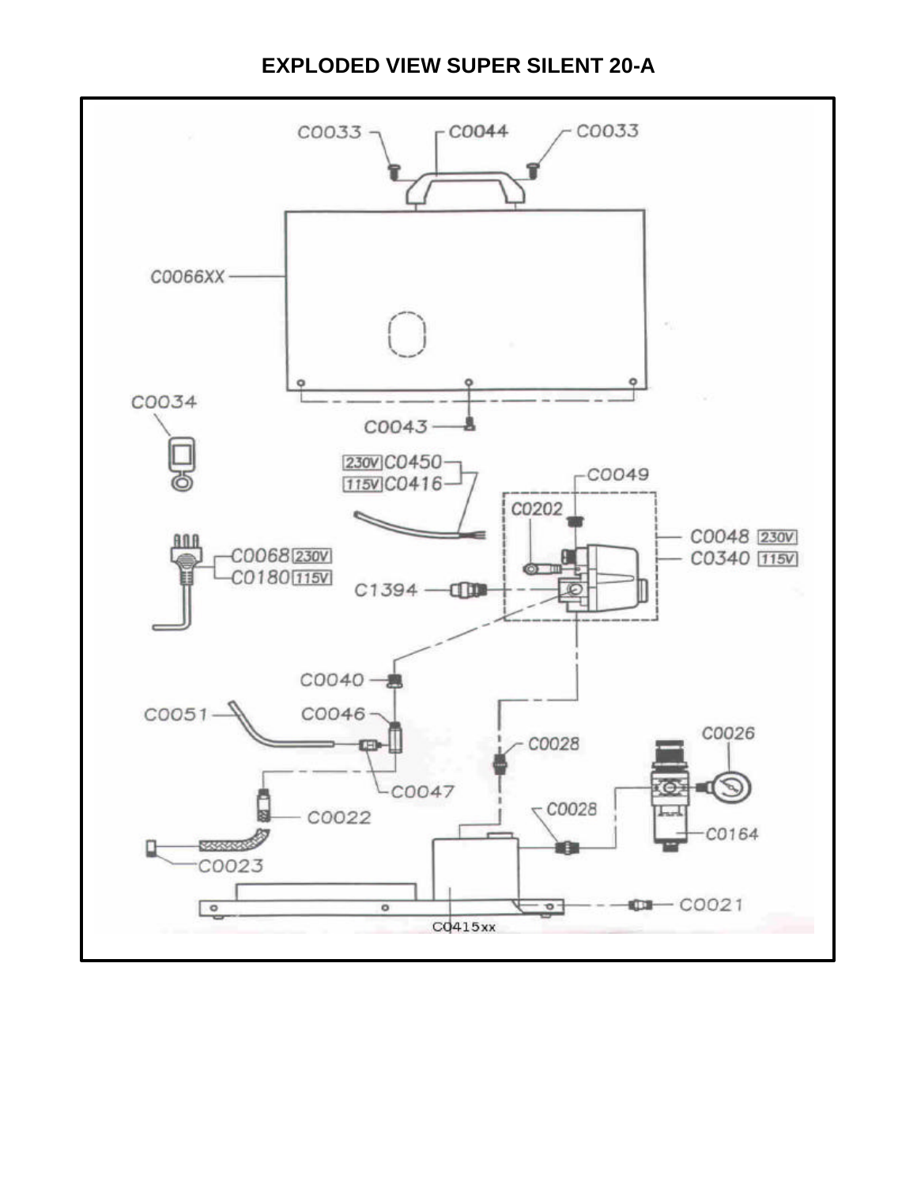# EXPLODED VIEW SUPER SILENT 20-A

C0033 C0044 C0033

C0066XX

C0034

C0043

230V C0450

115V C0416

C0049

C0202

C0048 230V

C0340 115V

C0068 230V

C0180 115V

C1394

C0040

C0051

C0046

C0028

C0026

C0047

C0022

C0028

C0164

C0023

C0021

C0415xx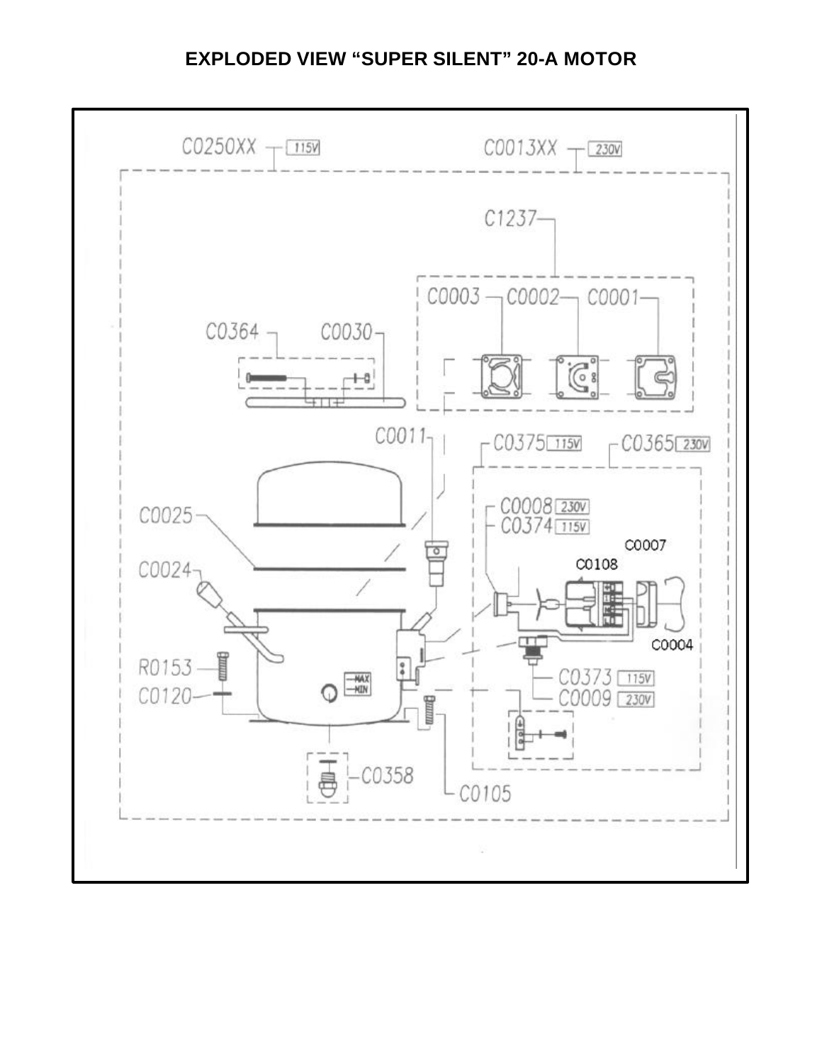# EXPLODED VIEW "SUPER SILENT" 20-A MOTOR

C0250XX 115V

C0013XX 230V

C1237

C0003 C0002 C0001

C0364 C0030

C0011

C0375 115V

C0365 230V

C0025

C0008 230V

C0374 115V

C0007

C0108

C0024

C0004

R0153

C0373 115V

C0120

C0009 230V

MAX

MIN

C0358

C0105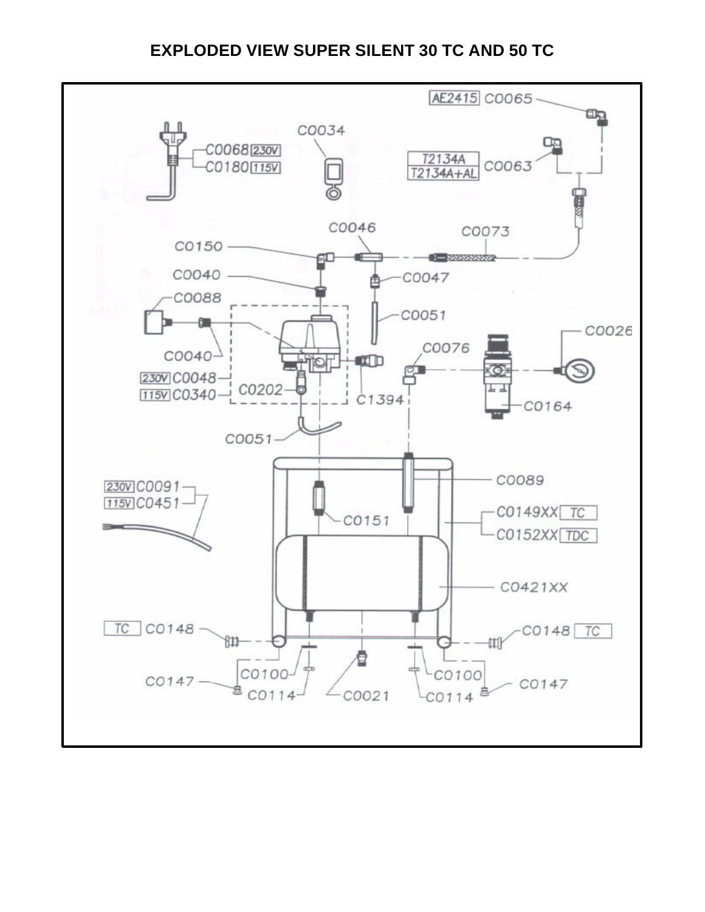# EXPLODED VIEW SUPER SILENT 30 TC AND 50 TC

AE2415 C0065

C0034

C0068 230V
C0180 115V

T2134A
T2134A+AL C0063

C0046

C0073

C0150

C0040

C0047

C0088

C0051

C0026

C0040

C0076

230V C0048
115V C0340

C0202

C1394

C0164

C0051

C0089

230V C0091
115V C0451

C0151

C0149XX TC
C0152XX TDC

C0421XX

TC C0148

C0148 TC

C0147

C0100

C0100

C0147

C0114

C0021

C0114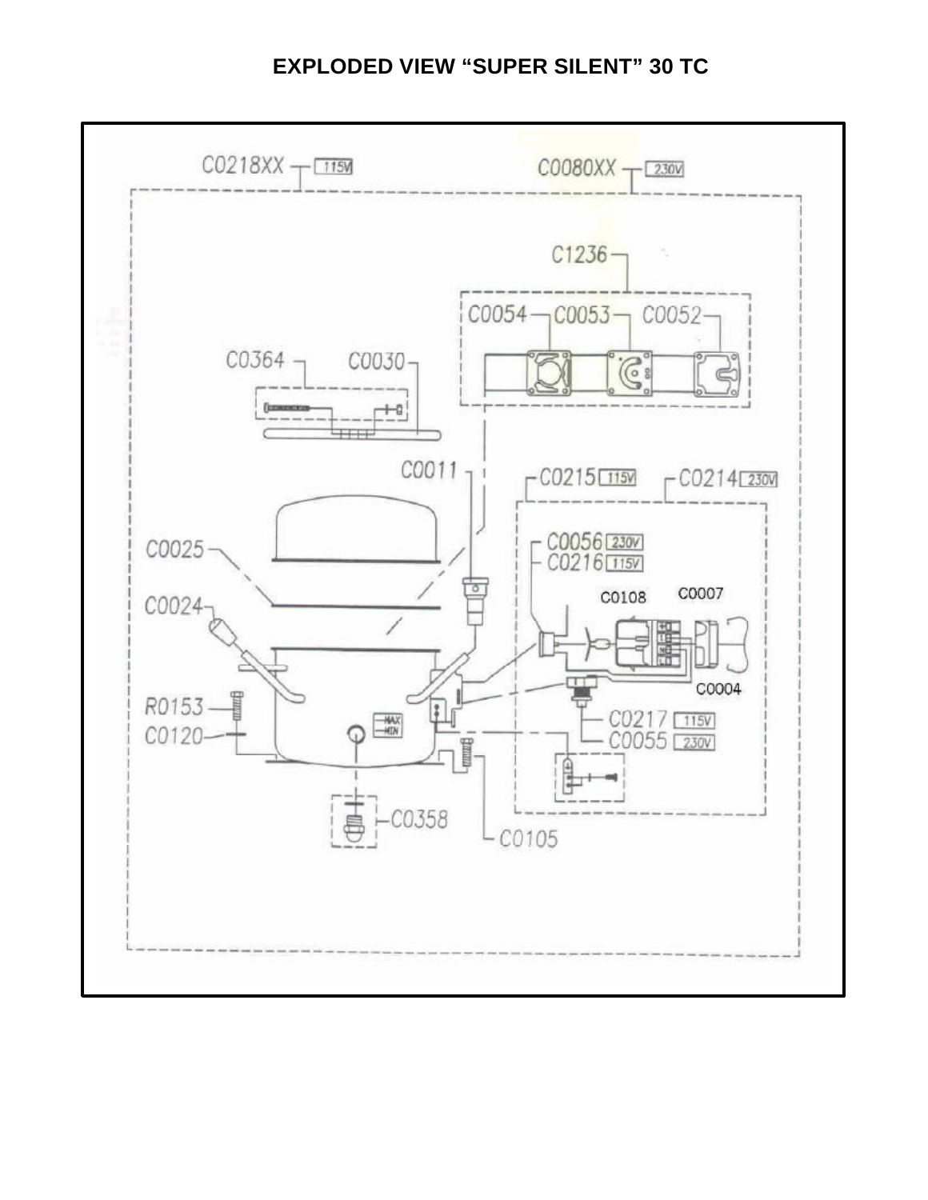# EXPLODED VIEW "SUPER SILENT" 30 TC

C0218XX 115V

C0080XX 230V

C1236

C0054 C0053 C0052

C0364 C0030

C0011

C0215 115V C0214 230V

C0025

C0056 230V

C0216 115V

C0108 C0007

C0024

C0004

R0153

C0120

MAX

MIN

C0217 115V

C0055 230V

C0358

C0105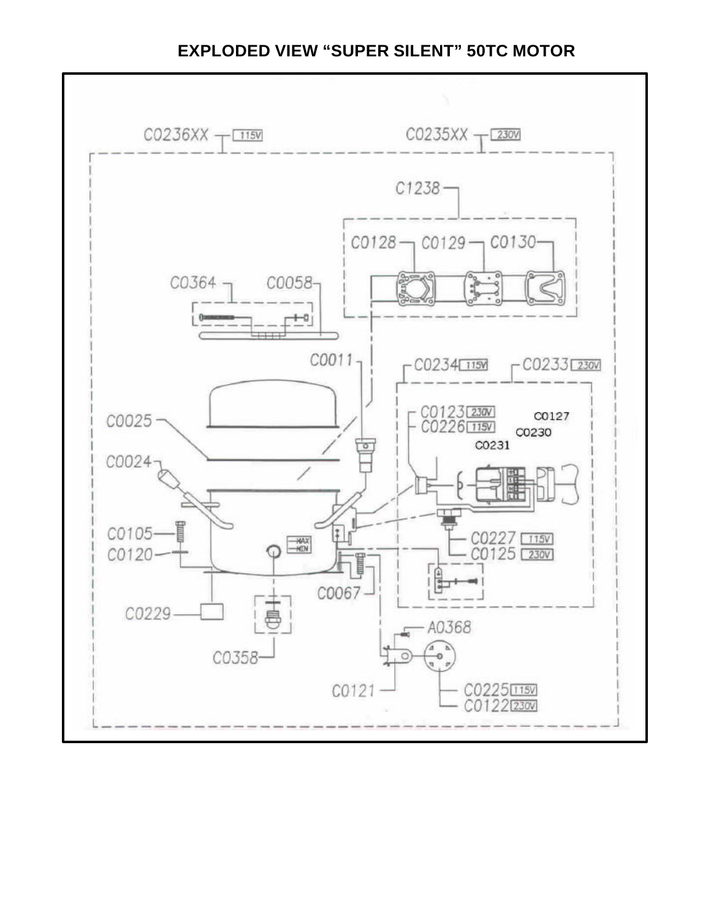# EXPLODED VIEW "SUPER SILENT" 50TC MOTOR

C0236XX 115V

C0235XX 230V

C1238

C0128

C0129

C0130

C0364

C0058

C0011

C0234 115V

C0233 230V

C0025

C0123 230V

C0226 115V

C0127

C0230

C0231

C0024

C0105

C0120

C0227 115V

C0125 230V

C0067

C0229

A0368

C0358

C0121

C0225 115V

C0122 230V